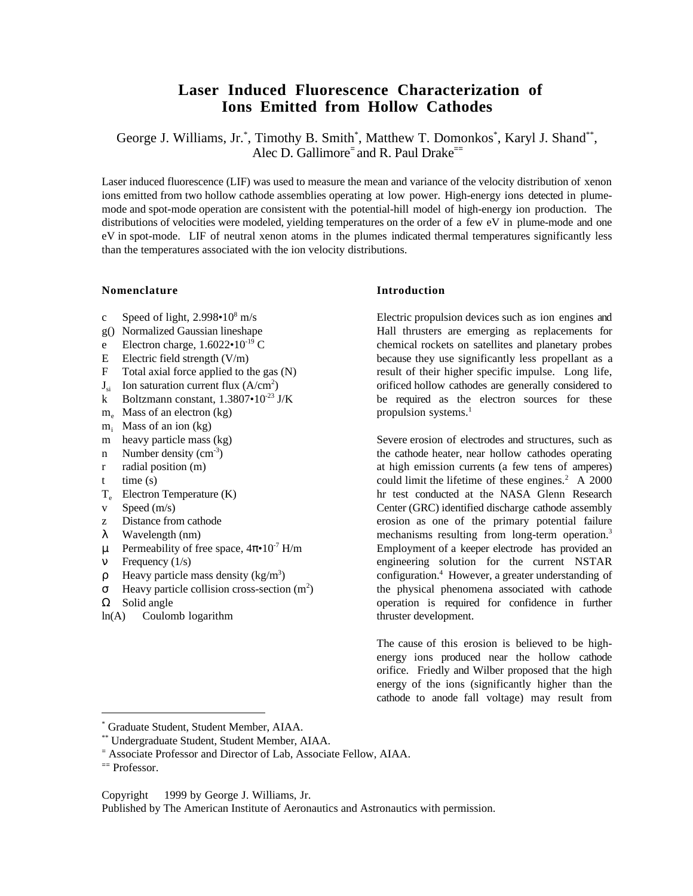# Laser Induced Fluorescence Characterization of Ions Emitted from Hollow Cathodes

George J. Williams, Jr.[*], Timothy B. Smith[*], Matthew T. Domonkos[*], Karyl J. Shand[**], Alec D. Gallimore[=] and R. Paul Drake[==]

Laser induced fluorescence (LIF) was used to measure the mean and variance of the velocity distribution of xenon ions emitted from two hollow cathode assemblies operating at low power. High-energy ions detected in plume-mode and spot-mode operation are consistent with the potential-hill model of high-energy ion production. The distributions of velocities were modeled, yielding temperatures on the order of a few eV in plume-mode and one eV in spot-mode. LIF of neutral xenon atoms in the plumes indicated thermal temperatures significantly less than the temperatures associated with the ion velocity distributions.

## Nomenclature

- c  Speed of light, $2.998 \cdot 10^{8}$ m/s
- g()  Normalized Gaussian lineshape
- e  Electron charge, $1.6022 \cdot 10^{-19}$ C
- E  Electric field strength (V/m)
- F  Total axial force applied to the gas (N)
- $J_{si}$  Ion saturation current flux (A/cm$^2$)
- k  Boltzmann constant, $1.3807 \cdot 10^{-23}$ J/K
- $m_e$  Mass of an electron (kg)
- $m_i$  Mass of an ion (kg)
- m  heavy particle mass (kg)
- n  Number density (cm$^{-3}$)
- r  radial position (m)
- t  time (s)
- $T_e$  Electron Temperature (K)
- v  Speed (m/s)
- z  Distance from cathode
- $\lambda$  Wavelength (nm)
- $\mu$  Permeability of free space, $4\pi \cdot 10^{-7}$ H/m
- $\nu$  Frequency (1/s)
- $\rho$  Heavy particle mass density (kg/m$^3$)
- $\sigma$  Heavy particle collision cross-section (m$^2$)
- $\Omega$  Solid angle
- ln(A)  Coulomb logarithm

## Introduction

Electric propulsion devices such as ion engines and Hall thrusters are emerging as replacements for chemical rockets on satellites and planetary probes because they use significantly less propellant as a result of their higher specific impulse. Long life, orificed hollow cathodes are generally considered to be required as the electron sources for these propulsion systems.[1]

Severe erosion of electrodes and structures, such as the cathode heater, near hollow cathodes operating at high emission currents (a few tens of amperes) could limit the lifetime of these engines.[2] A 2000 hr test conducted at the NASA Glenn Research Center (GRC) identified discharge cathode assembly erosion as one of the primary potential failure mechanisms resulting from long-term operation.[3] Employment of a keeper electrode has provided an engineering solution for the current NSTAR configuration.[4] However, a greater understanding of the physical phenomena associated with cathode operation is required for confidence in further thruster development.

The cause of this erosion is believed to be high-energy ions produced near the hollow cathode orifice. Friedly and Wilber proposed that the high energy of the ions (significantly higher than the cathode to anode fall voltage) may result from

---

[*] Graduate Student, Student Member, AIAA.
[**] Undergraduate Student, Student Member, AIAA.
[=] Associate Professor and Director of Lab, Associate Fellow, AIAA.
[==] Professor.

Copyright 1999 by George J. Williams, Jr.
Published by The American Institute of Aeronautics and Astronautics with permission.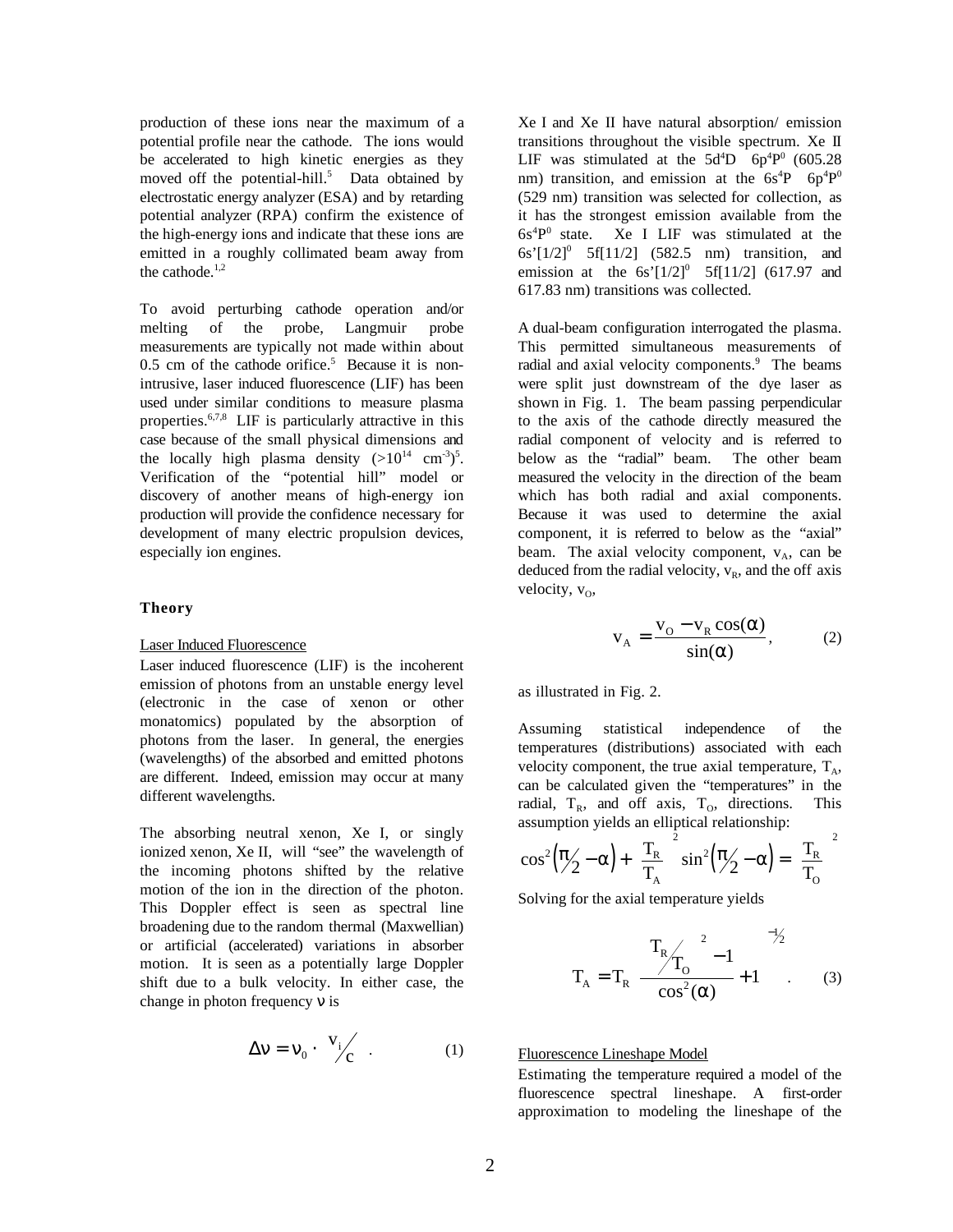production of these ions near the maximum of a potential profile near the cathode. The ions would be accelerated to high kinetic energies as they moved off the potential-hill.[5] Data obtained by electrostatic energy analyzer (ESA) and by retarding potential analyzer (RPA) confirm the existence of the high-energy ions and indicate that these ions are emitted in a roughly collimated beam away from the cathode.[1,2]

To avoid perturbing cathode operation and/or melting of the probe, Langmuir probe measurements are typically not made within about 0.5 cm of the cathode orifice.[5] Because it is non-intrusive, laser induced fluorescence (LIF) has been used under similar conditions to measure plasma properties.[6,7,8] LIF is particularly attractive in this case because of the small physical dimensions and the locally high plasma density ($>10^{14}$ cm$^{-3}$)[5]. Verification of the "potential hill" model or discovery of another means of high-energy ion production will provide the confidence necessary for development of many electric propulsion devices, especially ion engines.

## Theory

### Laser Induced Fluorescence

Laser induced fluorescence (LIF) is the incoherent emission of photons from an unstable energy level (electronic in the case of xenon or other monatomics) populated by the absorption of photons from the laser. In general, the energies (wavelengths) of the absorbed and emitted photons are different. Indeed, emission may occur at many different wavelengths.

The absorbing neutral xenon, Xe I, or singly ionized xenon, Xe II, will "see" the wavelength of the incoming photons shifted by the relative motion of the ion in the direction of the photon. This Doppler effect is seen as spectral line broadening due to the random thermal (Maxwellian) or artificial (accelerated) variations in absorber motion. It is seen as a potentially large Doppler shift due to a bulk velocity. In either case, the change in photon frequency $\nu$ is

$$\Delta\nu = \nu_0 \cdot \frac{v_i}{c} \quad . \tag{1}$$

Xe I and Xe II have natural absorption/ emission transitions throughout the visible spectrum. Xe II LIF was stimulated at the $5d^4D$ $6p^4P^0$ (605.28 nm) transition, and emission at the $6s^4P$ $6p^4P^0$ (529 nm) transition was selected for collection, as it has the strongest emission available from the $6s^4P^0$ state. Xe I LIF was stimulated at the $6s'[1/2]^0$ $5f[11/2]$ (582.5 nm) transition, and emission at the $6s'[1/2]^0$ $5f[11/2]$ (617.97 and 617.83 nm) transitions was collected.

A dual-beam configuration interrogated the plasma. This permitted simultaneous measurements of radial and axial velocity components.[9] The beams were split just downstream of the dye laser as shown in Fig. 1. The beam passing perpendicular to the axis of the cathode directly measured the radial component of velocity and is referred to below as the "radial" beam. The other beam measured the velocity in the direction of the beam which has both radial and axial components. Because it was used to determine the axial component, it is referred to below as the "axial" beam. The axial velocity component, $v_A$, can be deduced from the radial velocity, $v_R$, and the off axis velocity, $v_O$,

$$v_A = \frac{v_O - v_R \cos(\alpha)}{\sin(\alpha)}, \tag{2}$$

as illustrated in Fig. 2.

Assuming statistical independence of the temperatures (distributions) associated with each velocity component, the true axial temperature, $T_A$, can be calculated given the "temperatures" in the radial, $T_R$, and off axis, $T_O$, directions. This assumption yields an elliptical relationship:

$$\cos^2\left(\frac{\pi}{2} - \alpha\right) + \left(\frac{T_R}{T_A}\right)^2 \sin^2\left(\frac{\pi}{2} - \alpha\right) = \left(\frac{T_R}{T_O}\right)^2$$

Solving for the axial temperature yields

$$T_A = T_R \left[\frac{\left(\frac{T_R}{T_O}\right)^2 - 1}{\cos^2(\alpha)} + 1\right]^{-\frac{1}{2}} \quad . \tag{3}$$

### Fluorescence Lineshape Model

Estimating the temperature required a model of the fluorescence spectral lineshape. A first-order approximation to modeling the lineshape of the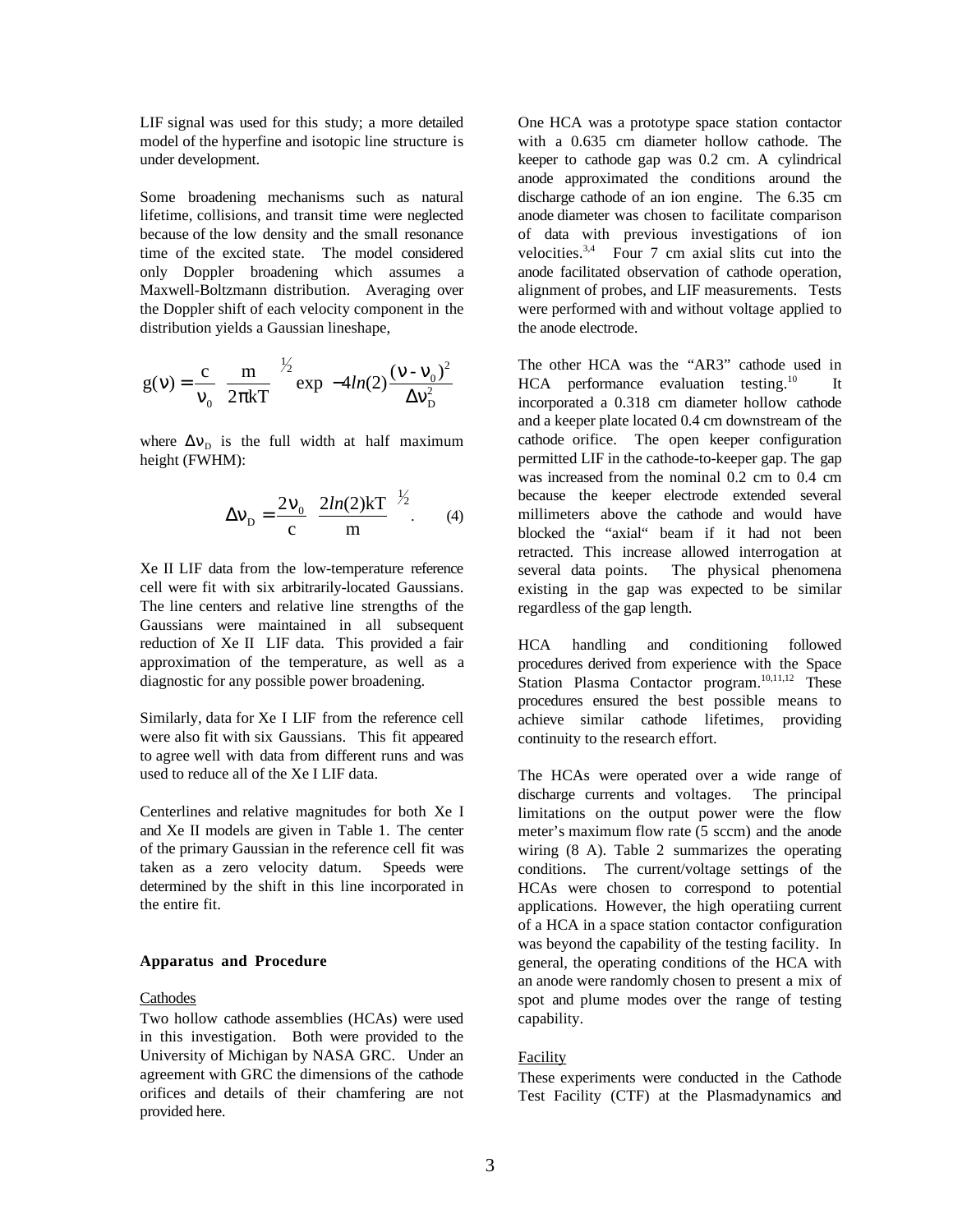LIF signal was used for this study; a more detailed model of the hyperfine and isotopic line structure is under development.

Some broadening mechanisms such as natural lifetime, collisions, and transit time were neglected because of the low density and the small resonance time of the excited state. The model considered only Doppler broadening which assumes a Maxwell-Boltzmann distribution. Averaging over the Doppler shift of each velocity component in the distribution yields a Gaussian lineshape,

$$g(\nu) = \frac{c}{\nu_0}\left(\frac{m}{2\pi kT}\right)^{1/2} \exp\left(-4ln(2)\frac{(\nu - \nu_0)^2}{\Delta\nu_D^2}\right)$$

where $\Delta\nu_D$ is the full width at half maximum height (FWHM):

$$\Delta\nu_D = \frac{2\nu_0}{c}\left(\frac{2ln(2)kT}{m}\right)^{1/2}. \quad (4)$$

Xe II LIF data from the low-temperature reference cell were fit with six arbitrarily-located Gaussians. The line centers and relative line strengths of the Gaussians were maintained in all subsequent reduction of Xe II LIF data. This provided a fair approximation of the temperature, as well as a diagnostic for any possible power broadening.

Similarly, data for Xe I LIF from the reference cell were also fit with six Gaussians. This fit appeared to agree well with data from different runs and was used to reduce all of the Xe I LIF data.

Centerlines and relative magnitudes for both Xe I and Xe II models are given in Table 1. The center of the primary Gaussian in the reference cell fit was taken as a zero velocity datum. Speeds were determined by the shift in this line incorporated in the entire fit.

## Apparatus and Procedure

### Cathodes

Two hollow cathode assemblies (HCAs) were used in this investigation. Both were provided to the University of Michigan by NASA GRC. Under an agreement with GRC the dimensions of the cathode orifices and details of their chamfering are not provided here.

One HCA was a prototype space station contactor with a 0.635 cm diameter hollow cathode. The keeper to cathode gap was 0.2 cm. A cylindrical anode approximated the conditions around the discharge cathode of an ion engine. The 6.35 cm anode diameter was chosen to facilitate comparison of data with previous investigations of ion velocities.[3,4] Four 7 cm axial slits cut into the anode facilitated observation of cathode operation, alignment of probes, and LIF measurements. Tests were performed with and without voltage applied to the anode electrode.

The other HCA was the "AR3" cathode used in HCA performance evaluation testing.[10] It incorporated a 0.318 cm diameter hollow cathode and a keeper plate located 0.4 cm downstream of the cathode orifice. The open keeper configuration permitted LIF in the cathode-to-keeper gap. The gap was increased from the nominal 0.2 cm to 0.4 cm because the keeper electrode extended several millimeters above the cathode and would have blocked the "axial" beam if it had not been retracted. This increase allowed interrogation at several data points. The physical phenomena existing in the gap was expected to be similar regardless of the gap length.

HCA handling and conditioning followed procedures derived from experience with the Space Station Plasma Contactor program.[10,11,12] These procedures ensured the best possible means to achieve similar cathode lifetimes, providing continuity to the research effort.

The HCAs were operated over a wide range of discharge currents and voltages. The principal limitations on the output power were the flow meter's maximum flow rate (5 sccm) and the anode wiring (8 A). Table 2 summarizes the operating conditions. The current/voltage settings of the HCAs were chosen to correspond to potential applications. However, the high operatiing current of a HCA in a space station contactor configuration was beyond the capability of the testing facility. In general, the operating conditions of the HCA with an anode were randomly chosen to present a mix of spot and plume modes over the range of testing capability.

### Facility

These experiments were conducted in the Cathode Test Facility (CTF) at the Plasmadynamics and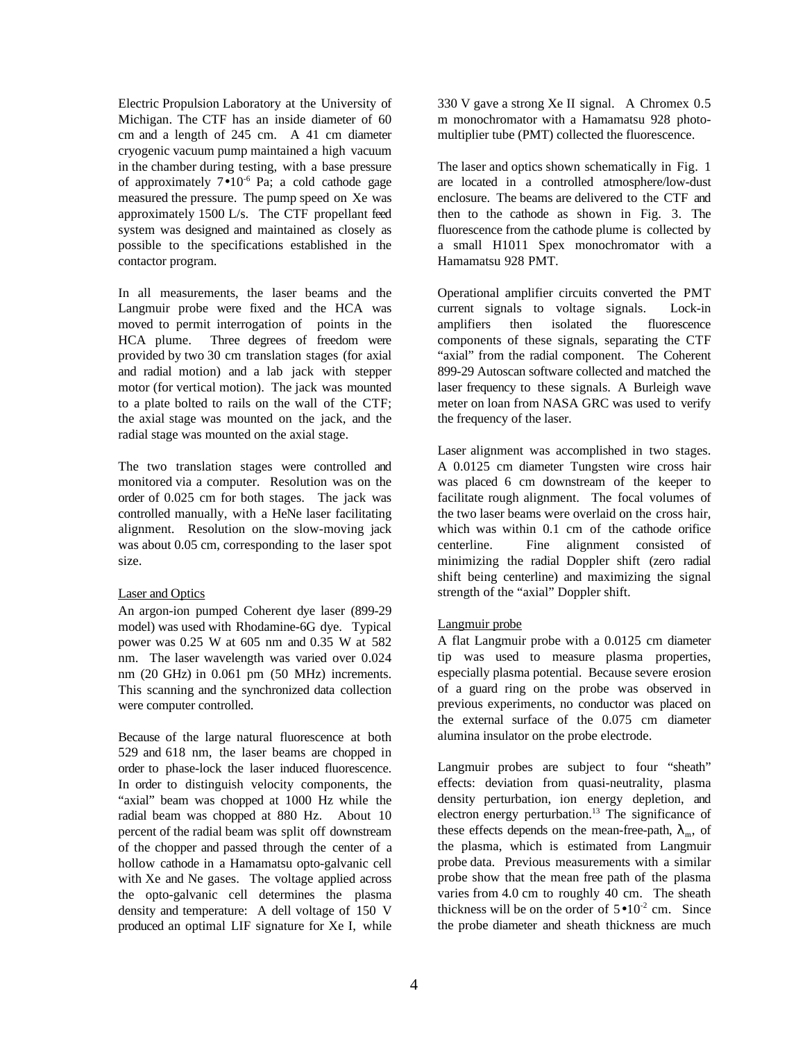Electric Propulsion Laboratory at the University of Michigan. The CTF has an inside diameter of 60 cm and a length of 245 cm. A 41 cm diameter cryogenic vacuum pump maintained a high vacuum in the chamber during testing, with a base pressure of approximately $7 \cdot 10^{-6}$ Pa; a cold cathode gage measured the pressure. The pump speed on Xe was approximately 1500 L/s. The CTF propellant feed system was designed and maintained as closely as possible to the specifications established in the contactor program.

In all measurements, the laser beams and the Langmuir probe were fixed and the HCA was moved to permit interrogation of points in the HCA plume. Three degrees of freedom were provided by two 30 cm translation stages (for axial and radial motion) and a lab jack with stepper motor (for vertical motion). The jack was mounted to a plate bolted to rails on the wall of the CTF; the axial stage was mounted on the jack, and the radial stage was mounted on the axial stage.

The two translation stages were controlled and monitored via a computer. Resolution was on the order of 0.025 cm for both stages. The jack was controlled manually, with a HeNe laser facilitating alignment. Resolution on the slow-moving jack was about 0.05 cm, corresponding to the laser spot size.

### Laser and Optics

An argon-ion pumped Coherent dye laser (899-29 model) was used with Rhodamine-6G dye. Typical power was 0.25 W at 605 nm and 0.35 W at 582 nm. The laser wavelength was varied over 0.024 nm (20 GHz) in 0.061 pm (50 MHz) increments. This scanning and the synchronized data collection were computer controlled.

Because of the large natural fluorescence at both 529 and 618 nm, the laser beams are chopped in order to phase-lock the laser induced fluorescence. In order to distinguish velocity components, the "axial" beam was chopped at 1000 Hz while the radial beam was chopped at 880 Hz. About 10 percent of the radial beam was split off downstream of the chopper and passed through the center of a hollow cathode in a Hamamatsu opto-galvanic cell with Xe and Ne gases. The voltage applied across the opto-galvanic cell determines the plasma density and temperature: A dell voltage of 150 V produced an optimal LIF signature for Xe I, while 330 V gave a strong Xe II signal. A Chromex 0.5 m monochromator with a Hamamatsu 928 photomultiplier tube (PMT) collected the fluorescence.

The laser and optics shown schematically in Fig. 1 are located in a controlled atmosphere/low-dust enclosure. The beams are delivered to the CTF and then to the cathode as shown in Fig. 3. The fluorescence from the cathode plume is collected by a small H1011 Spex monochromator with a Hamamatsu 928 PMT.

Operational amplifier circuits converted the PMT current signals to voltage signals. Lock-in amplifiers then isolated the fluorescence components of these signals, separating the CTF "axial" from the radial component. The Coherent 899-29 Autoscan software collected and matched the laser frequency to these signals. A Burleigh wave meter on loan from NASA GRC was used to verify the frequency of the laser.

Laser alignment was accomplished in two stages. A 0.0125 cm diameter Tungsten wire cross hair was placed 6 cm downstream of the keeper to facilitate rough alignment. The focal volumes of the two laser beams were overlaid on the cross hair, which was within 0.1 cm of the cathode orifice centerline. Fine alignment consisted of minimizing the radial Doppler shift (zero radial shift being centerline) and maximizing the signal strength of the "axial" Doppler shift.

### Langmuir probe

A flat Langmuir probe with a 0.0125 cm diameter tip was used to measure plasma properties, especially plasma potential. Because severe erosion of a guard ring on the probe was observed in previous experiments, no conductor was placed on the external surface of the 0.075 cm diameter alumina insulator on the probe electrode.

Langmuir probes are subject to four "sheath" effects: deviation from quasi-neutrality, plasma density perturbation, ion energy depletion, and electron energy perturbation.[13] The significance of these effects depends on the mean-free-path, $\lambda_m$, of the plasma, which is estimated from Langmuir probe data. Previous measurements with a similar probe show that the mean free path of the plasma varies from 4.0 cm to roughly 40 cm. The sheath thickness will be on the order of $5 \cdot 10^{-2}$ cm. Since the probe diameter and sheath thickness are much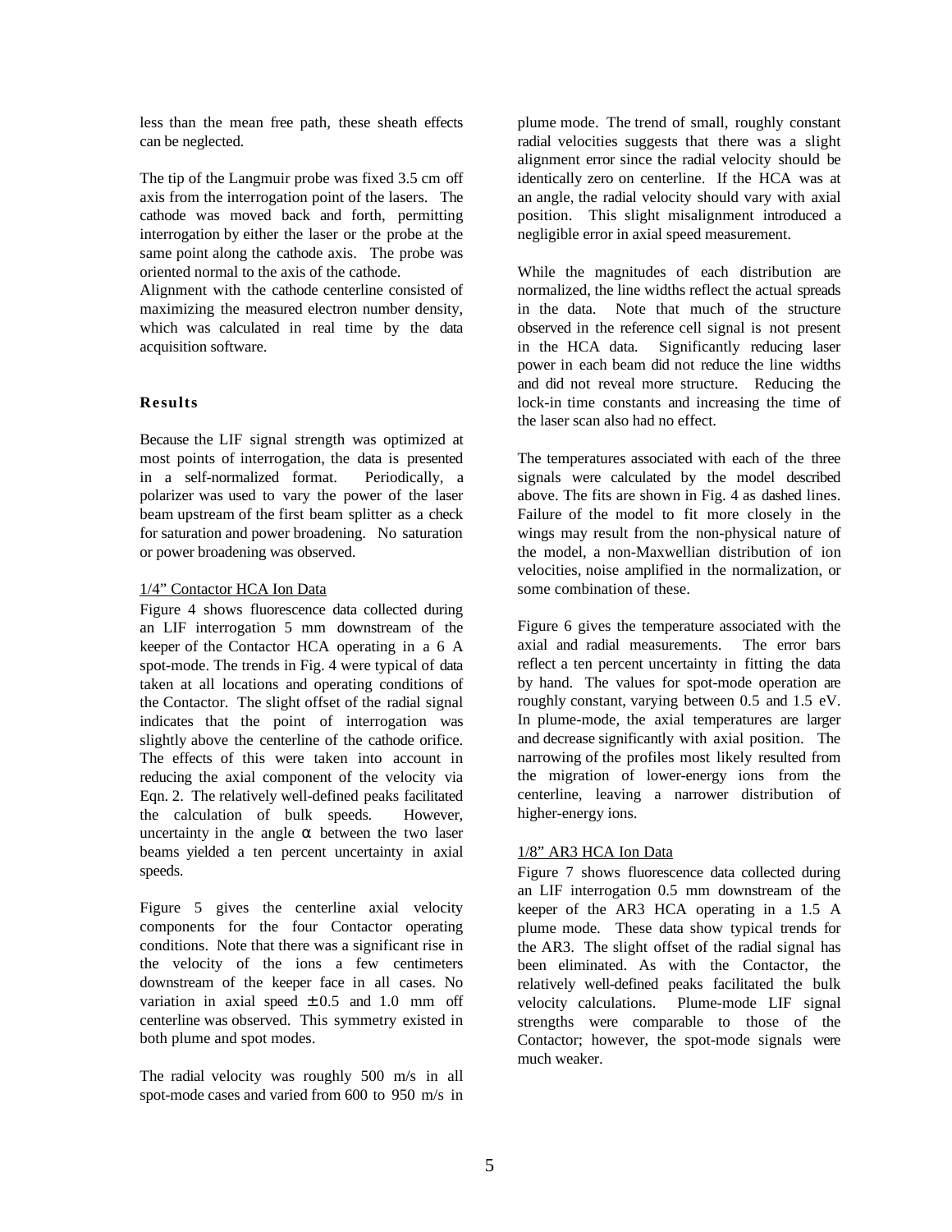less than the mean free path, these sheath effects can be neglected.

The tip of the Langmuir probe was fixed 3.5 cm off axis from the interrogation point of the lasers. The cathode was moved back and forth, permitting interrogation by either the laser or the probe at the same point along the cathode axis. The probe was oriented normal to the axis of the cathode.
Alignment with the cathode centerline consisted of maximizing the measured electron number density, which was calculated in real time by the data acquisition software.

## Results

Because the LIF signal strength was optimized at most points of interrogation, the data is presented in a self-normalized format. Periodically, a polarizer was used to vary the power of the laser beam upstream of the first beam splitter as a check for saturation and power broadening. No saturation or power broadening was observed.

### 1/4" Contactor HCA Ion Data

Figure 4 shows fluorescence data collected during an LIF interrogation 5 mm downstream of the keeper of the Contactor HCA operating in a 6 A spot-mode. The trends in Fig. 4 were typical of data taken at all locations and operating conditions of the Contactor. The slight offset of the radial signal indicates that the point of interrogation was slightly above the centerline of the cathode orifice. The effects of this were taken into account in reducing the axial component of the velocity via Eqn. 2. The relatively well-defined peaks facilitated the calculation of bulk speeds. However, uncertainty in the angle $\alpha$ between the two laser beams yielded a ten percent uncertainty in axial speeds.

Figure 5 gives the centerline axial velocity components for the four Contactor operating conditions. Note that there was a significant rise in the velocity of the ions a few centimeters downstream of the keeper face in all cases. No variation in axial speed $\pm 0.5$ and 1.0 mm off centerline was observed. This symmetry existed in both plume and spot modes.

The radial velocity was roughly 500 m/s in all spot-mode cases and varied from 600 to 950 m/s in plume mode. The trend of small, roughly constant radial velocities suggests that there was a slight alignment error since the radial velocity should be identically zero on centerline. If the HCA was at an angle, the radial velocity should vary with axial position. This slight misalignment introduced a negligible error in axial speed measurement.

While the magnitudes of each distribution are normalized, the line widths reflect the actual spreads in the data. Note that much of the structure observed in the reference cell signal is not present in the HCA data. Significantly reducing laser power in each beam did not reduce the line widths and did not reveal more structure. Reducing the lock-in time constants and increasing the time of the laser scan also had no effect.

The temperatures associated with each of the three signals were calculated by the model described above. The fits are shown in Fig. 4 as dashed lines. Failure of the model to fit more closely in the wings may result from the non-physical nature of the model, a non-Maxwellian distribution of ion velocities, noise amplified in the normalization, or some combination of these.

Figure 6 gives the temperature associated with the axial and radial measurements. The error bars reflect a ten percent uncertainty in fitting the data by hand. The values for spot-mode operation are roughly constant, varying between 0.5 and 1.5 eV. In plume-mode, the axial temperatures are larger and decrease significantly with axial position. The narrowing of the profiles most likely resulted from the migration of lower-energy ions from the centerline, leaving a narrower distribution of higher-energy ions.

### 1/8" AR3 HCA Ion Data

Figure 7 shows fluorescence data collected during an LIF interrogation 0.5 mm downstream of the keeper of the AR3 HCA operating in a 1.5 A plume mode. These data show typical trends for the AR3. The slight offset of the radial signal has been eliminated. As with the Contactor, the relatively well-defined peaks facilitated the bulk velocity calculations. Plume-mode LIF signal strengths were comparable to those of the Contactor; however, the spot-mode signals were much weaker.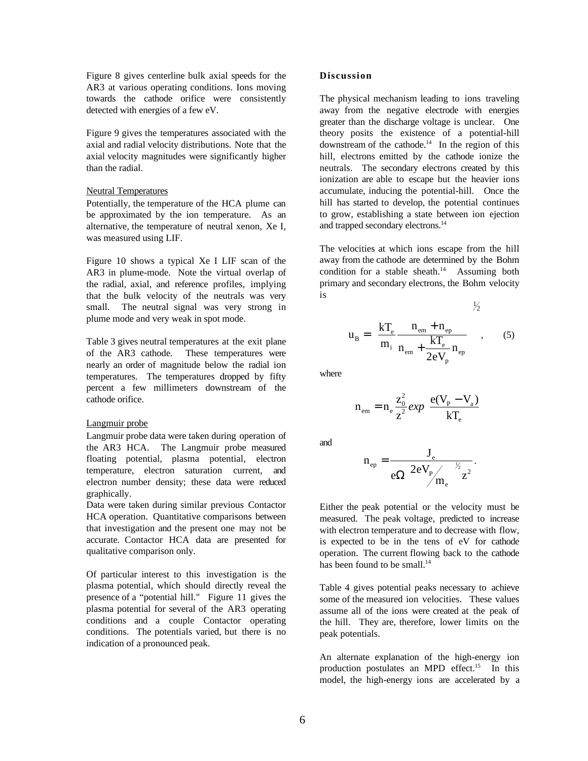Figure 8 gives centerline bulk axial speeds for the AR3 at various operating conditions. Ions moving towards the cathode orifice were consistently detected with energies of a few eV.

Figure 9 gives the temperatures associated with the axial and radial velocity distributions. Note that the axial velocity magnitudes were significantly higher than the radial.

Neutral Temperatures

Potentially, the temperature of the HCA plume can be approximated by the ion temperature. As an alternative, the temperature of neutral xenon, Xe I, was measured using LIF.

Figure 10 shows a typical Xe I LIF scan of the AR3 in plume-mode. Note the virtual overlap of the radial, axial, and reference profiles, implying that the bulk velocity of the neutrals was very small. The neutral signal was very strong in plume mode and very weak in spot mode.

Table 3 gives neutral temperatures at the exit plane of the AR3 cathode. These temperatures were nearly an order of magnitude below the radial ion temperatures. The temperatures dropped by fifty percent a few millimeters downstream of the cathode orifice.

Langmuir probe

Langmuir probe data were taken during operation of the AR3 HCA. The Langmuir probe measured floating potential, plasma potential, electron temperature, electron saturation current, and electron number density; these data were reduced graphically.

Data were taken during similar previous Contactor HCA operation. Quantitative comparisons between that investigation and the present one may not be accurate. Contactor HCA data are presented for qualitative comparison only.

Of particular interest to this investigation is the plasma potential, which should directly reveal the presence of a "potential hill." Figure 11 gives the plasma potential for several of the AR3 operating conditions and a couple Contactor operating conditions. The potentials varied, but there is no indication of a pronounced peak.

**Discussion**

The physical mechanism leading to ions traveling away from the negative electrode with energies greater than the discharge voltage is unclear. One theory posits the existence of a potential-hill downstream of the cathode.[14] In the region of this hill, electrons emitted by the cathode ionize the neutrals. The secondary electrons created by this ionization are able to escape but the heavier ions accumulate, inducing the potential-hill. Once the hill has started to develop, the potential continues to grow, establishing a state between ion ejection and trapped secondary electrons.[14]

The velocities at which ions escape from the hill away from the cathode are determined by the Bohm condition for a stable sheath.[14] Assuming both primary and secondary electrons, the Bohm velocity is

$$u_B = \left[ \frac{kT_e}{m_i} \frac{n_{em} + n_{ep}}{n_{em} + \frac{kT_e}{2eV_p} n_{ep}} \right]^{1/2} , \qquad (5)$$

where

$$n_{em} = n_e \frac{z_0^2}{z^2} exp\left( \frac{e(V_P - V_a)}{kT_e} \right)$$

and

$$n_{ep} = \frac{J_e}{e\Omega \left( 2eV_P / m_e \right)^{1/2} z^2} .$$

Either the peak potential or the velocity must be measured. The peak voltage, predicted to increase with electron temperature and to decrease with flow, is expected to be in the tens of eV for cathode operation. The current flowing back to the cathode has been found to be small.[14]

Table 4 gives potential peaks necessary to achieve some of the measured ion velocities. These values assume all of the ions were created at the peak of the hill. They are, therefore, lower limits on the peak potentials.

An alternate explanation of the high-energy ion production postulates an MPD effect.[15] In this model, the high-energy ions are accelerated by a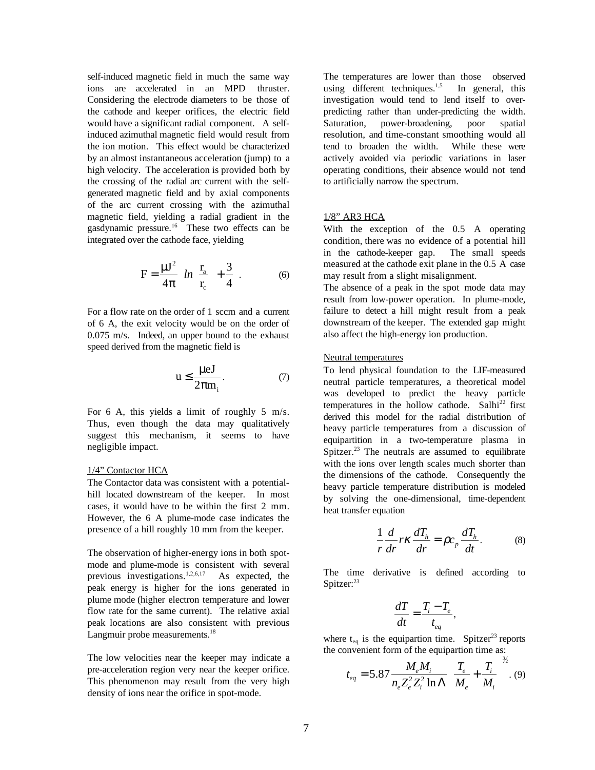self-induced magnetic field in much the same way ions are accelerated in an MPD thruster. Considering the electrode diameters to be those of the cathode and keeper orifices, the electric field would have a significant radial component. A self-induced azimuthal magnetic field would result from the ion motion. This effect would be characterized by an almost instantaneous acceleration (jump) to a high velocity. The acceleration is provided both by the crossing of the radial arc current with the self-generated magnetic field and by axial components of the arc current crossing with the azimuthal magnetic field, yielding a radial gradient in the gasdynamic pressure.[16] These two effects can be integrated over the cathode face, yielding

$$F = \frac{\mu J^2}{4\pi}\left(\ln\left(\frac{r_a}{r_c}\right) + \frac{3}{4}\right). \tag{6}$$

For a flow rate on the order of 1 sccm and a current of 6 A, the exit velocity would be on the order of 0.075 m/s. Indeed, an upper bound to the exhaust speed derived from the magnetic field is

$$u \leq \frac{\mu e J}{2\pi m_i}. \tag{7}$$

For 6 A, this yields a limit of roughly 5 m/s. Thus, even though the data may qualitatively suggest this mechanism, it seems to have negligible impact.

1/4" Contactor HCA

The Contactor data was consistent with a potential-hill located downstream of the keeper. In most cases, it would have to be within the first 2 mm. However, the 6 A plume-mode case indicates the presence of a hill roughly 10 mm from the keeper.

The observation of higher-energy ions in both spot-mode and plume-mode is consistent with several previous investigations.[1,2,6,17] As expected, the peak energy is higher for the ions generated in plume mode (higher electron temperature and lower flow rate for the same current). The relative axial peak locations are also consistent with previous Langmuir probe measurements.[18]

The low velocities near the keeper may indicate a pre-acceleration region very near the keeper orifice. This phenomenon may result from the very high density of ions near the orifice in spot-mode.

The temperatures are lower than those observed using different techniques.[1,5] In general, this investigation would tend to lend itself to over-predicting rather than under-predicting the width. Saturation, power-broadening, poor spatial resolution, and time-constant smoothing would all tend to broaden the width. While these were actively avoided via periodic variations in laser operating conditions, their absence would not tend to artificially narrow the spectrum.

1/8" AR3 HCA

With the exception of the 0.5 A operating condition, there was no evidence of a potential hill in the cathode-keeper gap. The small speeds measured at the cathode exit plane in the 0.5 A case may result from a slight misalignment.

The absence of a peak in the spot mode data may result from low-power operation. In plume-mode, failure to detect a hill might result from a peak downstream of the keeper. The extended gap might also affect the high-energy ion production.

Neutral temperatures

To lend physical foundation to the LIF-measured neutral particle temperatures, a theoretical model was developed to predict the heavy particle temperatures in the hollow cathode. Salhi[22] first derived this model for the radial distribution of heavy particle temperatures from a discussion of equipartition in a two-temperature plasma in Spitzer.[23] The neutrals are assumed to equilibrate with the ions over length scales much shorter than the dimensions of the cathode. Consequently the heavy particle temperature distribution is modeled by solving the one-dimensional, time-dependent heat transfer equation

$$\frac{1}{r}\frac{d}{dr}r\kappa\frac{dT_h}{dr} = \rho c_p \frac{dT_h}{dt}. \tag{8}$$

The time derivative is defined according to Spitzer:[23]

$$\frac{dT}{dt} = \frac{T_i - T_e}{t_{eq}},$$

where $t_{eq}$ is the equipartion time. Spitzer[23] reports the convenient form of the equipartion time as:

$$t_{eq} = 5.87\frac{M_e M_i}{n_e Z_e^2 Z_i^2 \ln\Lambda}\left(\frac{T_e}{M_e} + \frac{T_i}{M_i}\right)^{3/2}. \tag{9}$$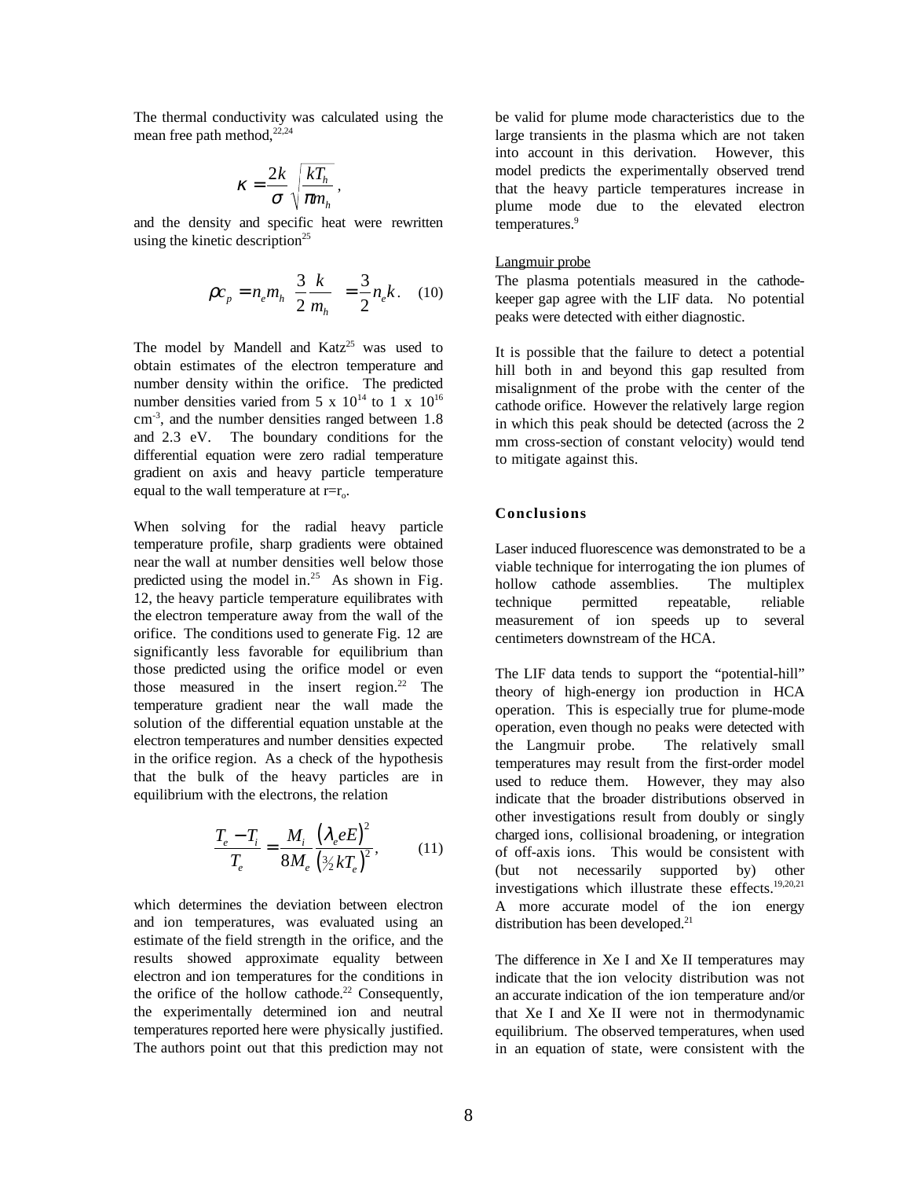The thermal conductivity was calculated using the mean free path method,[22,24]

$$\kappa = \frac{2k}{\sigma}\sqrt{\frac{kT_h}{\pi m_h}}\,,$$

and the density and specific heat were rewritten using the kinetic description[25]

$$\rho c_p = n_e m_h \left(\frac{3}{2}\frac{k}{m_h}\right) = \frac{3}{2}n_e k\,. \quad (10)$$

The model by Mandell and Katz[25] was used to obtain estimates of the electron temperature and number density within the orifice. The predicted number densities varied from 5 x $10^{14}$ to 1 x $10^{16}$ $cm^{-3}$, and the number densities ranged between 1.8 and 2.3 eV. The boundary conditions for the differential equation were zero radial temperature gradient on axis and heavy particle temperature equal to the wall temperature at $r=r_o$.

When solving for the radial heavy particle temperature profile, sharp gradients were obtained near the wall at number densities well below those predicted using the model in.[25] As shown in Fig. 12, the heavy particle temperature equilibrates with the electron temperature away from the wall of the orifice. The conditions used to generate Fig. 12 are significantly less favorable for equilibrium than those predicted using the orifice model or even those measured in the insert region.[22] The temperature gradient near the wall made the solution of the differential equation unstable at the electron temperatures and number densities expected in the orifice region. As a check of the hypothesis that the bulk of the heavy particles are in equilibrium with the electrons, the relation

$$\frac{T_e - T_i}{T_e} = \frac{M_i}{8M_e}\frac{\left(\lambda_e eE\right)^2}{\left(\tfrac{3}{2}kT_e\right)^2}, \quad (11)$$

which determines the deviation between electron and ion temperatures, was evaluated using an estimate of the field strength in the orifice, and the results showed approximate equality between electron and ion temperatures for the conditions in the orifice of the hollow cathode.[22] Consequently, the experimentally determined ion and neutral temperatures reported here were physically justified. The authors point out that this prediction may not be valid for plume mode characteristics due to the large transients in the plasma which are not taken into account in this derivation. However, this model predicts the experimentally observed trend that the heavy particle temperatures increase in plume mode due to the elevated electron temperatures.[9]

Langmuir probe

The plasma potentials measured in the cathode-keeper gap agree with the LIF data. No potential peaks were detected with either diagnostic.

It is possible that the failure to detect a potential hill both in and beyond this gap resulted from misalignment of the probe with the center of the cathode orifice. However the relatively large region in which this peak should be detected (across the 2 mm cross-section of constant velocity) would tend to mitigate against this.

## Conclusions

Laser induced fluorescence was demonstrated to be a viable technique for interrogating the ion plumes of hollow cathode assemblies. The multiplex technique permitted repeatable, reliable measurement of ion speeds up to several centimeters downstream of the HCA.

The LIF data tends to support the "potential-hill" theory of high-energy ion production in HCA operation. This is especially true for plume-mode operation, even though no peaks were detected with the Langmuir probe. The relatively small temperatures may result from the first-order model used to reduce them. However, they may also indicate that the broader distributions observed in other investigations result from doubly or singly charged ions, collisional broadening, or integration of off-axis ions. This would be consistent with (but not necessarily supported by) other investigations which illustrate these effects.[19,20,21] A more accurate model of the ion energy distribution has been developed.[21]

The difference in Xe I and Xe II temperatures may indicate that the ion velocity distribution was not an accurate indication of the ion temperature and/or that Xe I and Xe II were not in thermodynamic equilibrium. The observed temperatures, when used in an equation of state, were consistent with the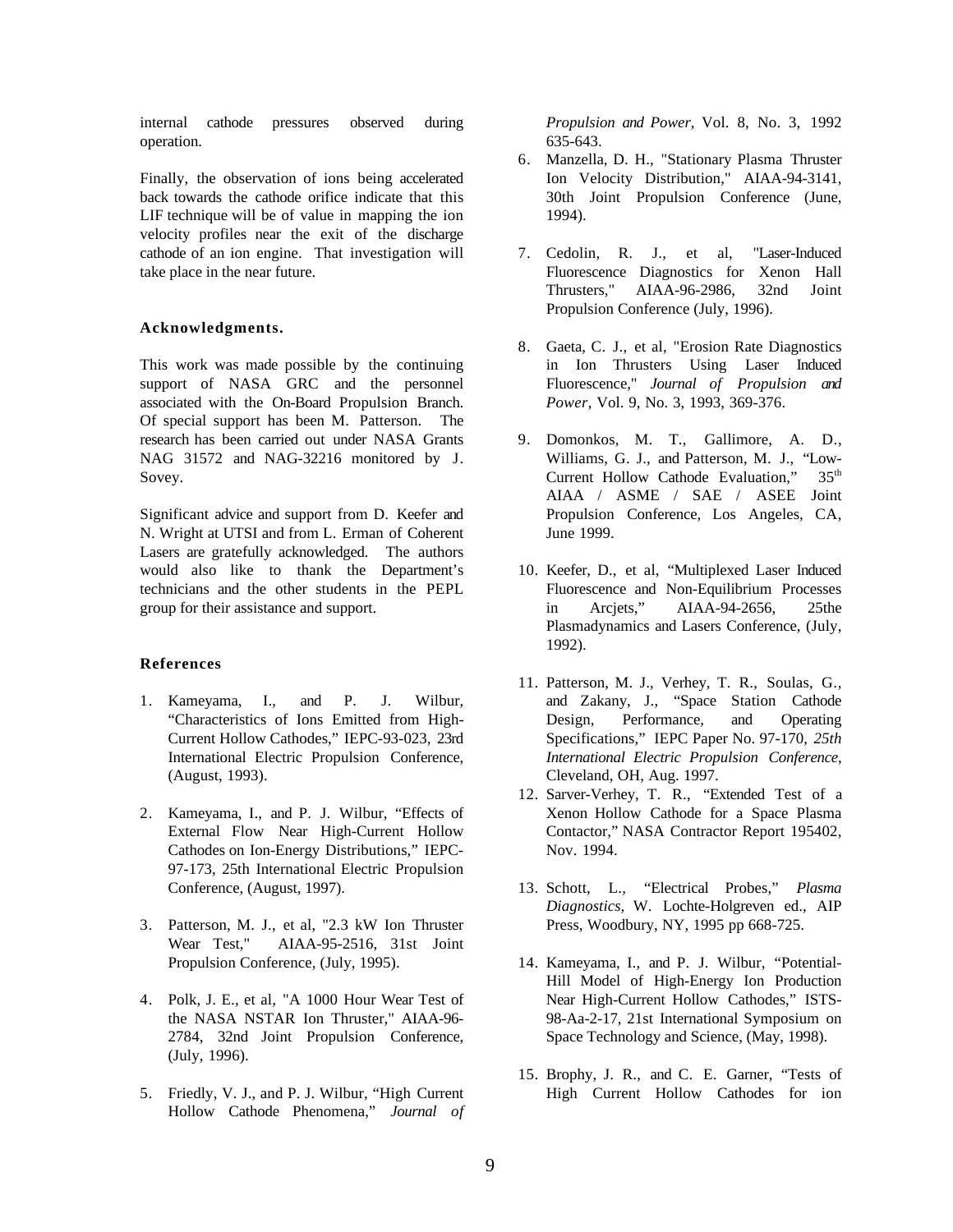internal cathode pressures observed during operation.

Finally, the observation of ions being accelerated back towards the cathode orifice indicate that this LIF technique will be of value in mapping the ion velocity profiles near the exit of the discharge cathode of an ion engine. That investigation will take place in the near future.

### Acknowledgments.

This work was made possible by the continuing support of NASA GRC and the personnel associated with the On-Board Propulsion Branch. Of special support has been M. Patterson. The research has been carried out under NASA Grants NAG 31572 and NAG-32216 monitored by J. Sovey.

Significant advice and support from D. Keefer and N. Wright at UTSI and from L. Erman of Coherent Lasers are gratefully acknowledged. The authors would also like to thank the Department's technicians and the other students in the PEPL group for their assistance and support.

### References

1. Kameyama, I., and P. J. Wilbur, "Characteristics of Ions Emitted from High-Current Hollow Cathodes," IEPC-93-023, 23rd International Electric Propulsion Conference, (August, 1993).

2. Kameyama, I., and P. J. Wilbur, "Effects of External Flow Near High-Current Hollow Cathodes on Ion-Energy Distributions," IEPC-97-173, 25th International Electric Propulsion Conference, (August, 1997).

3. Patterson, M. J., et al, "2.3 kW Ion Thruster Wear Test," AIAA-95-2516, 31st Joint Propulsion Conference, (July, 1995).

4. Polk, J. E., et al, "A 1000 Hour Wear Test of the NASA NSTAR Ion Thruster," AIAA-96-2784, 32nd Joint Propulsion Conference, (July, 1996).

5. Friedly, V. J., and P. J. Wilbur, "High Current Hollow Cathode Phenomena," *Journal of Propulsion and Power*, Vol. 8, No. 3, 1992 635-643.

6. Manzella, D. H., "Stationary Plasma Thruster Ion Velocity Distribution," AIAA-94-3141, 30th Joint Propulsion Conference (June, 1994).

7. Cedolin, R. J., et al, "Laser-Induced Fluorescence Diagnostics for Xenon Hall Thrusters," AIAA-96-2986, 32nd Joint Propulsion Conference (July, 1996).

8. Gaeta, C. J., et al, "Erosion Rate Diagnostics in Ion Thrusters Using Laser Induced Fluorescence," *Journal of Propulsion and Power*, Vol. 9, No. 3, 1993, 369-376.

9. Domonkos, M. T., Gallimore, A. D., Williams, G. J., and Patterson, M. J., "Low-Current Hollow Cathode Evaluation," 35th AIAA / ASME / SAE / ASEE Joint Propulsion Conference, Los Angeles, CA, June 1999.

10. Keefer, D., et al, "Multiplexed Laser Induced Fluorescence and Non-Equilibrium Processes in Arcjets," AIAA-94-2656, 25the Plasmadynamics and Lasers Conference, (July, 1992).

11. Patterson, M. J., Verhey, T. R., Soulas, G., and Zakany, J., "Space Station Cathode Design, Performance, and Operating Specifications," IEPC Paper No. 97-170, *25th International Electric Propulsion Conference*, Cleveland, OH, Aug. 1997.

12. Sarver-Verhey, T. R., "Extended Test of a Xenon Hollow Cathode for a Space Plasma Contactor," NASA Contractor Report 195402, Nov. 1994.

13. Schott, L., "Electrical Probes," *Plasma Diagnostics*, W. Lochte-Holgreven ed., AIP Press, Woodbury, NY, 1995 pp 668-725.

14. Kameyama, I., and P. J. Wilbur, "Potential-Hill Model of High-Energy Ion Production Near High-Current Hollow Cathodes," ISTS-98-Aa-2-17, 21st International Symposium on Space Technology and Science, (May, 1998).

15. Brophy, J. R., and C. E. Garner, "Tests of High Current Hollow Cathodes for ion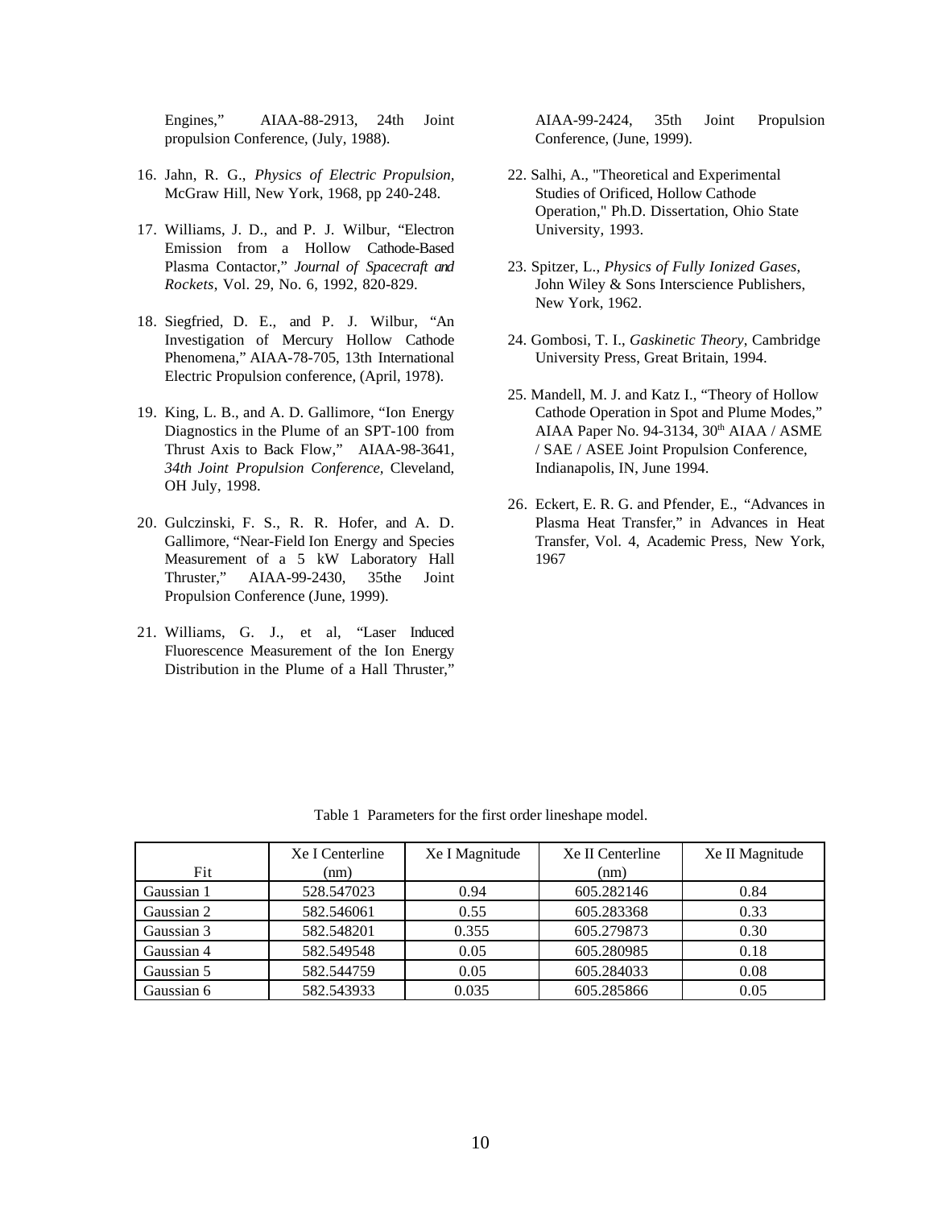Engines," AIAA-88-2913, 24th Joint propulsion Conference, (July, 1988).

16. Jahn, R. G., *Physics of Electric Propulsion*, McGraw Hill, New York, 1968, pp 240-248.

17. Williams, J. D., and P. J. Wilbur, "Electron Emission from a Hollow Cathode-Based Plasma Contactor," *Journal of Spacecraft and Rockets*, Vol. 29, No. 6, 1992, 820-829.

18. Siegfried, D. E., and P. J. Wilbur, "An Investigation of Mercury Hollow Cathode Phenomena," AIAA-78-705, 13th International Electric Propulsion conference, (April, 1978).

19. King, L. B., and A. D. Gallimore, "Ion Energy Diagnostics in the Plume of an SPT-100 from Thrust Axis to Back Flow," AIAA-98-3641, *34th Joint Propulsion Conference*, Cleveland, OH July, 1998.

20. Gulczinski, F. S., R. R. Hofer, and A. D. Gallimore, "Near-Field Ion Energy and Species Measurement of a 5 kW Laboratory Hall Thruster," AIAA-99-2430, 35the Joint Propulsion Conference (June, 1999).

21. Williams, G. J., et al, "Laser Induced Fluorescence Measurement of the Ion Energy Distribution in the Plume of a Hall Thruster," AIAA-99-2424, 35th Joint Propulsion Conference, (June, 1999).

22. Salhi, A., "Theoretical and Experimental Studies of Orificed, Hollow Cathode Operation," Ph.D. Dissertation, Ohio State University, 1993.

23. Spitzer, L., *Physics of Fully Ionized Gases*, John Wiley & Sons Interscience Publishers, New York, 1962.

24. Gombosi, T. I., *Gaskinetic Theory*, Cambridge University Press, Great Britain, 1994.

25. Mandell, M. J. and Katz I., "Theory of Hollow Cathode Operation in Spot and Plume Modes," AIAA Paper No. 94-3134, 30th AIAA / ASME / SAE / ASEE Joint Propulsion Conference, Indianapolis, IN, June 1994.

26. Eckert, E. R. G. and Pfender, E., "Advances in Plasma Heat Transfer," in Advances in Heat Transfer, Vol. 4, Academic Press, New York, 1967

Table 1 Parameters for the first order lineshape model.

| Fit | Xe I Centerline (nm) | Xe I Magnitude | Xe II Centerline (nm) | Xe II Magnitude |
|---|---|---|---|---|
| Gaussian 1 | 528.547023 | 0.94 | 605.282146 | 0.84 |
| Gaussian 2 | 582.546061 | 0.55 | 605.283368 | 0.33 |
| Gaussian 3 | 582.548201 | 0.355 | 605.279873 | 0.30 |
| Gaussian 4 | 582.549548 | 0.05 | 605.280985 | 0.18 |
| Gaussian 5 | 582.544759 | 0.05 | 605.284033 | 0.08 |
| Gaussian 6 | 582.543933 | 0.035 | 605.285866 | 0.05 |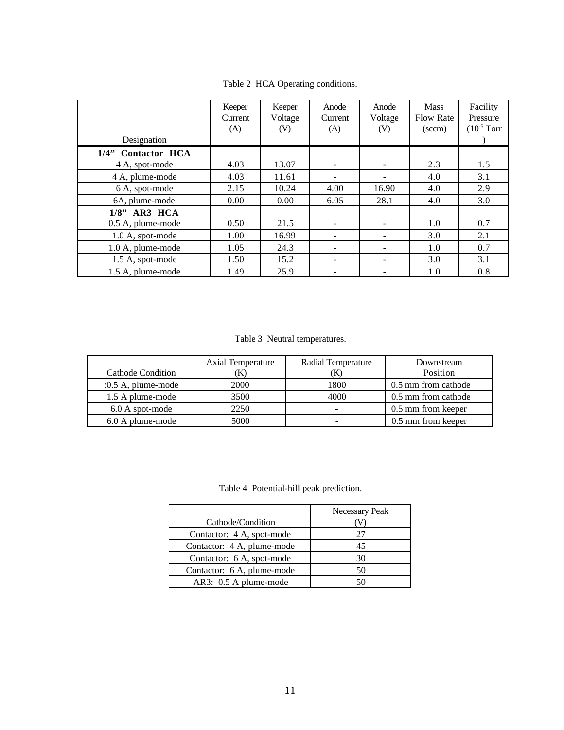Table 2  HCA Operating conditions.

| Designation | Keeper Current (A) | Keeper Voltage (V) | Anode Current (A) | Anode Voltage (V) | Mass Flow Rate (sccm) | Facility Pressure ($10^{-5}$ Torr) |
|---|---|---|---|---|---|---|
| **1/4" Contactor HCA** | | | | | | |
| 4 A, spot-mode | 4.03 | 13.07 | - | - | 2.3 | 1.5 |
| 4 A, plume-mode | 4.03 | 11.61 | - | - | 4.0 | 3.1 |
| 6 A, spot-mode | 2.15 | 10.24 | 4.00 | 16.90 | 4.0 | 2.9 |
| 6A, plume-mode | 0.00 | 0.00 | 6.05 | 28.1 | 4.0 | 3.0 |
| **1/8" AR3 HCA** | | | | | | |
| 0.5 A, plume-mode | 0.50 | 21.5 | - | - | 1.0 | 0.7 |
| 1.0 A, spot-mode | 1.00 | 16.99 | - | - | 3.0 | 2.1 |
| 1.0 A, plume-mode | 1.05 | 24.3 | - | - | 1.0 | 0.7 |
| 1.5 A, spot-mode | 1.50 | 15.2 | - | - | 3.0 | 3.1 |
| 1.5 A, plume-mode | 1.49 | 25.9 | - | - | 1.0 | 0.8 |

Table 3  Neutral temperatures.

| Cathode Condition | Axial Temperature (K) | Radial Temperature (K) | Downstream Position |
|---|---|---|---|
| :0.5 A, plume-mode | 2000 | 1800 | 0.5 mm from cathode |
| 1.5 A plume-mode | 3500 | 4000 | 0.5 mm from cathode |
| 6.0 A spot-mode | 2250 | - | 0.5 mm from keeper |
| 6.0 A plume-mode | 5000 | - | 0.5 mm from keeper |

Table 4  Potential-hill peak prediction.

| Cathode/Condition | Necessary Peak (V) |
|---|---|
| Contactor: 4 A, spot-mode | 27 |
| Contactor: 4 A, plume-mode | 45 |
| Contactor: 6 A, spot-mode | 30 |
| Contactor: 6 A, plume-mode | 50 |
| AR3: 0.5 A plume-mode | 50 |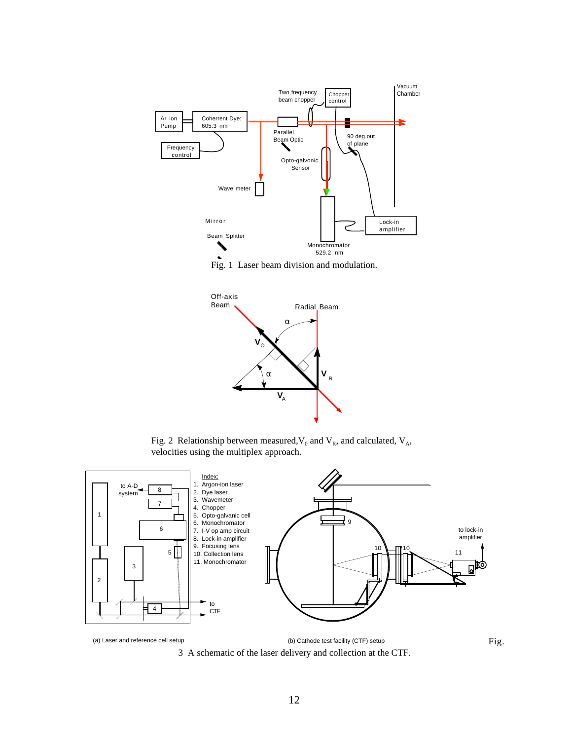Fig. 1 Laser beam division and modulation.

Fig. 2 Relationship between measured, $V_0$ and $V_R$, and calculated, $V_A$, velocities using the multiplex approach.

(a) Laser and reference cell setup

(b) Cathode test facility (CTF) setup

Fig. 3 A schematic of the laser delivery and collection at the CTF.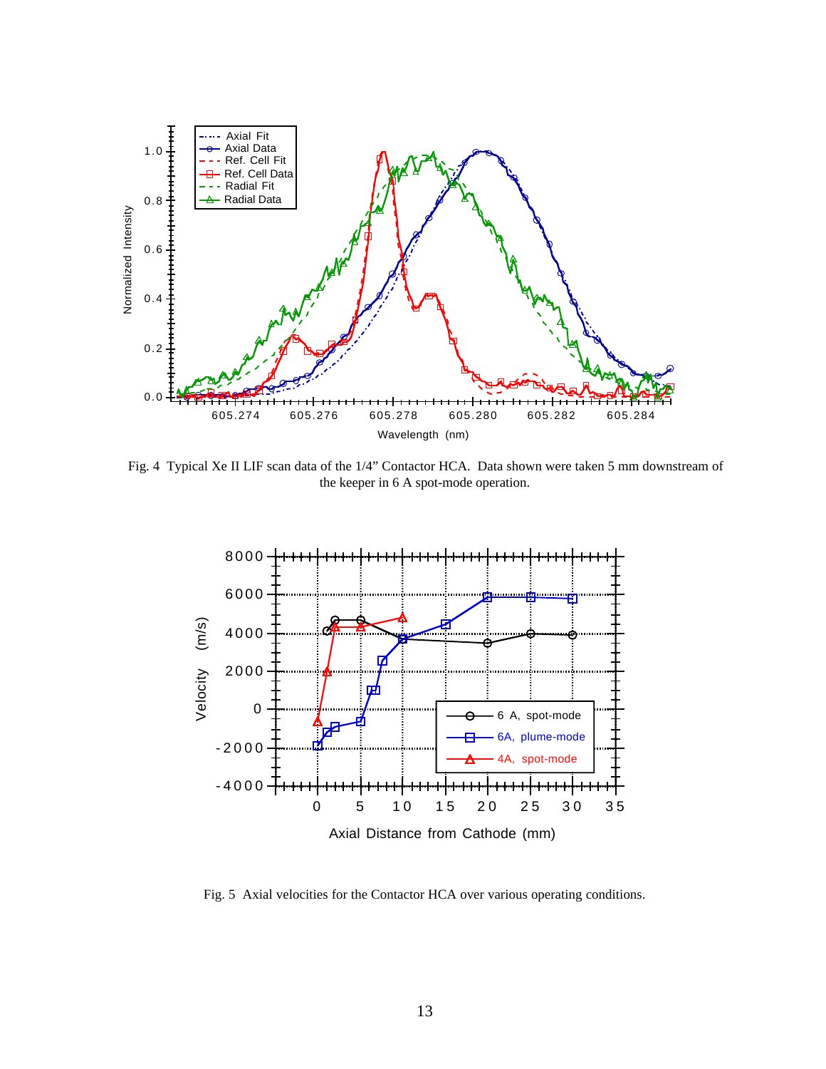Fig. 4 Typical Xe II LIF scan data of the 1/4" Contactor HCA. Data shown were taken 5 mm downstream of the keeper in 6 A spot-mode operation.

Fig. 5 Axial velocities for the Contactor HCA over various operating conditions.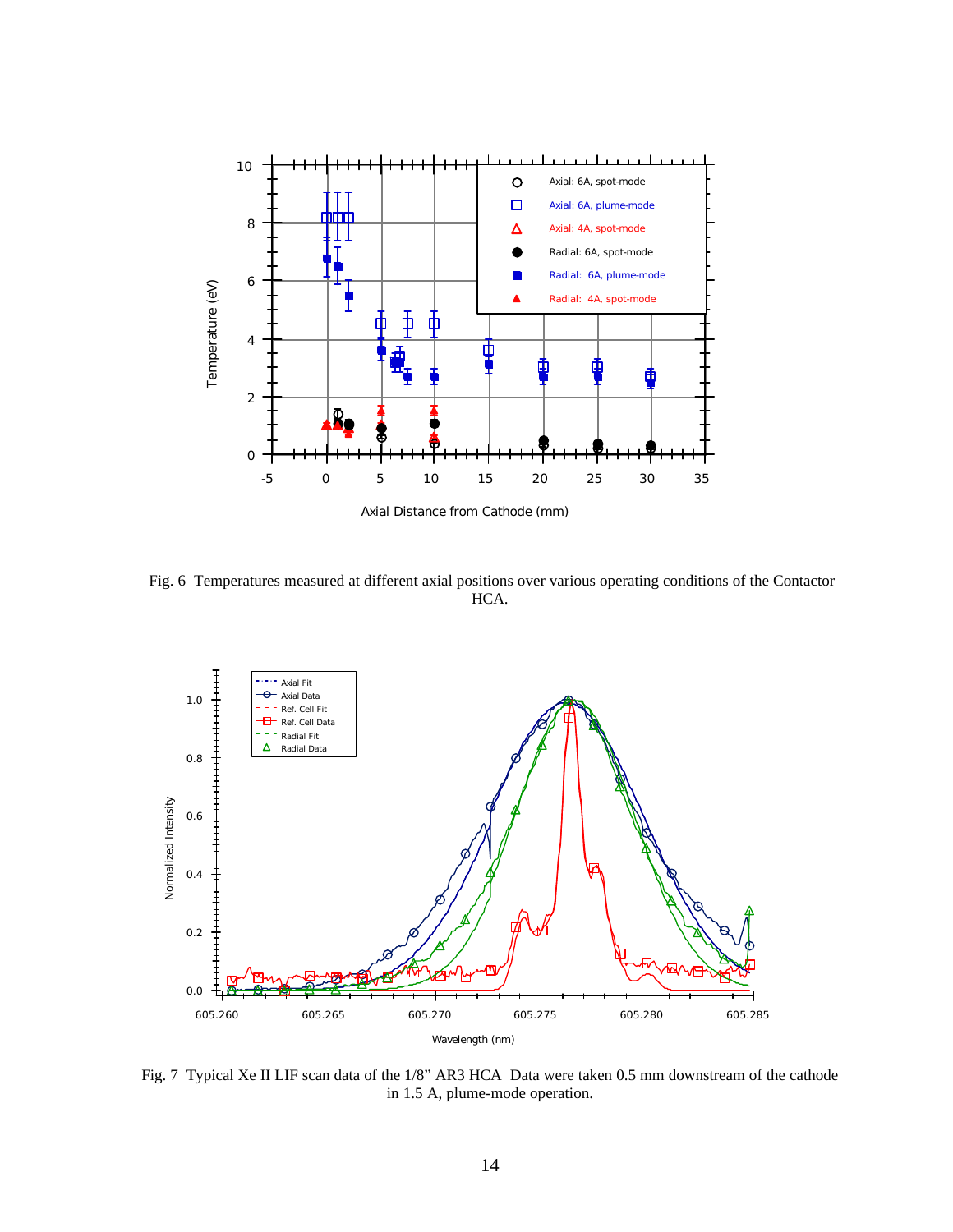Fig. 6  Temperatures measured at different axial positions over various operating conditions of the Contactor HCA.

Fig. 7  Typical Xe II LIF scan data of the 1/8" AR3 HCA  Data were taken 0.5 mm downstream of the cathode in 1.5 A, plume-mode operation.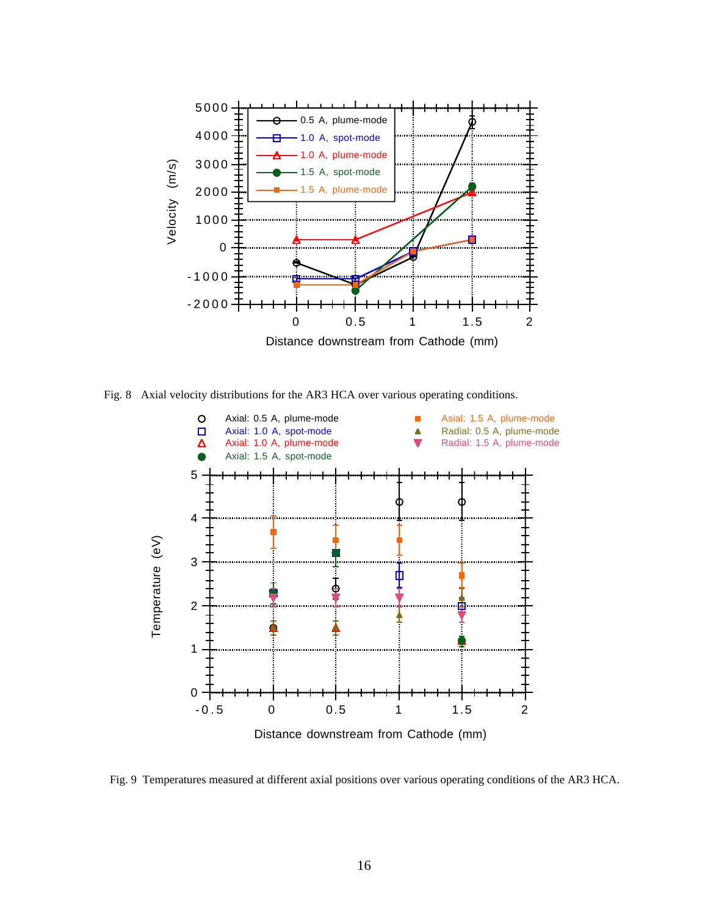Fig. 8 Axial velocity distributions for the AR3 HCA over various operating conditions.

Fig. 9 Temperatures measured at different axial positions over various operating conditions of the AR3 HCA.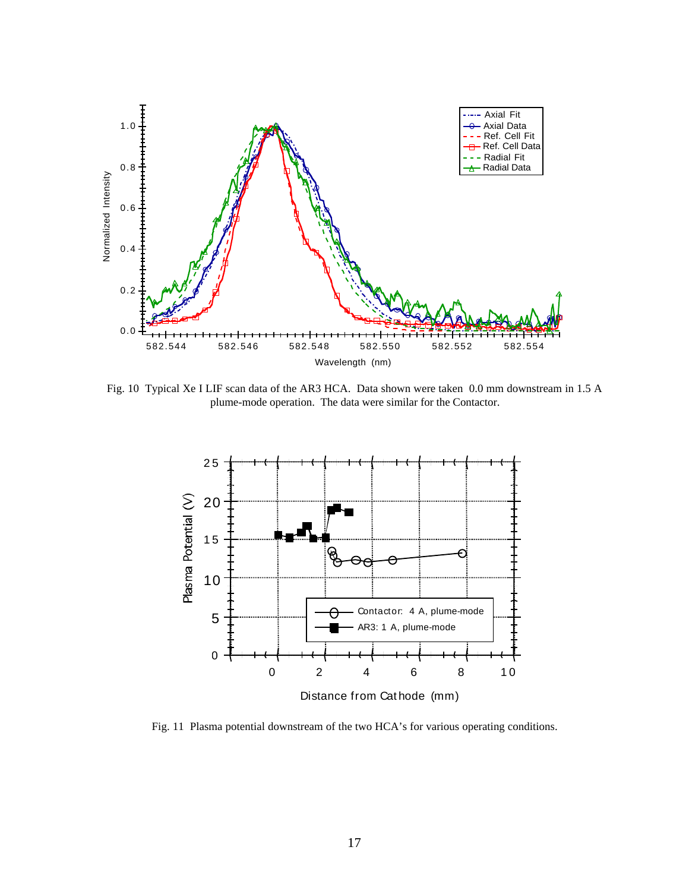Axial Fit
Axial Data
Ref. Cell Fit
Ref. Cell Data
Radial Fit
Radial Data

Normalized Intensity

0.0
0.2
0.4
0.6
0.8
1.0

582.544
582.546
582.548
582.550
582.552
582.554

Wavelength (nm)

Fig. 10 Typical Xe I LIF scan data of the AR3 HCA. Data shown were taken 0.0 mm downstream in 1.5 A plume-mode operation. The data were similar for the Contactor.

Plasma Potential (V)

0
5
10
15
20
25

0
2
4
6
8
10

Distance from Cathode (mm)

Contactor: 4 A, plume-mode
AR3: 1 A, plume-mode

Fig. 11 Plasma potential downstream of the two HCA's for various operating conditions.